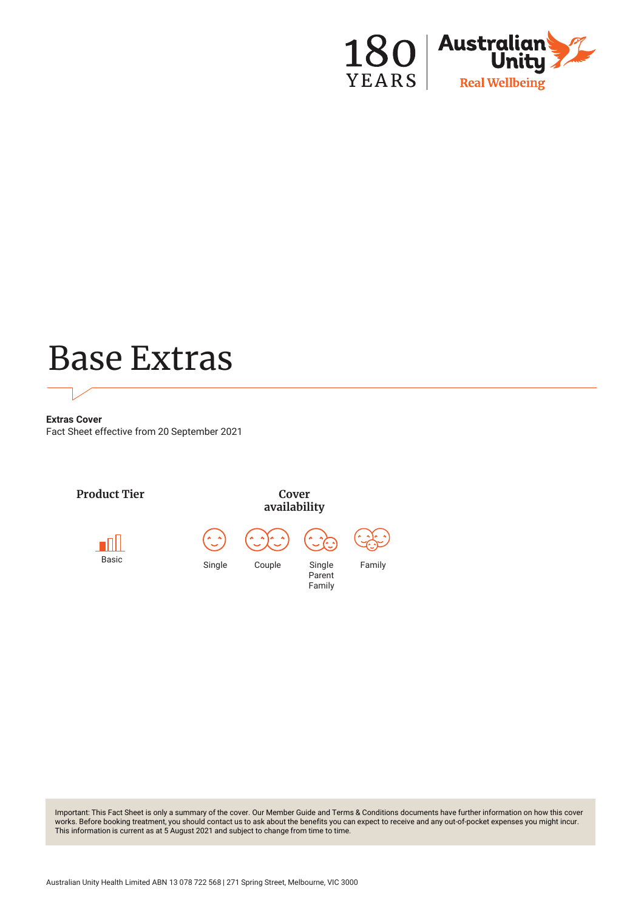# Base Extras

**Extras Cover**
Fact Sheet effective from 20 September 2021

**Product Tier**

Basic

**Cover availability**

Single | Couple | Single Parent Family | Family

Important: This Fact Sheet is only a summary of the cover. Our Member Guide and Terms & Conditions documents have further information on how this cover works. Before booking treatment, you should contact us to ask about the benefits you can expect to receive and any out-of-pocket expenses you might incur. This information is current as at 5 August 2021 and subject to change from time to time.

Australian Unity Health Limited ABN 13 078 722 568 | 271 Spring Street, Melbourne, VIC 3000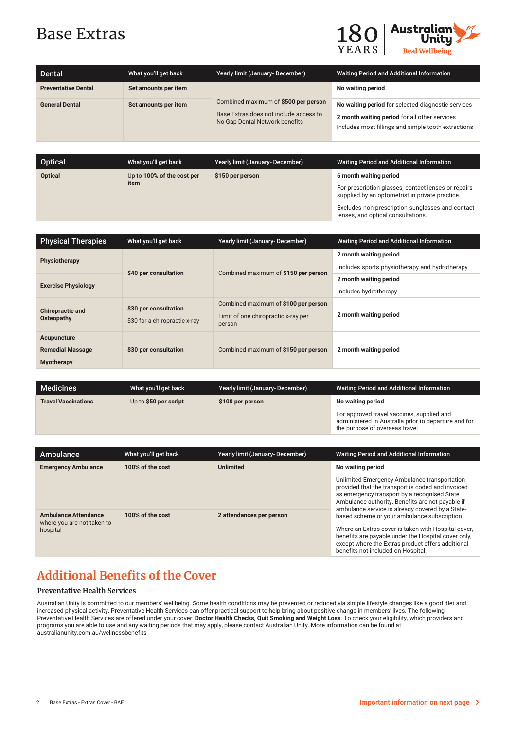# Base Extras

| Dental | What you'll get back | Yearly limit (January- December) | Waiting Period and Additional Information |
|---|---|---|---|
| **Preventative Dental** | **Set amounts per item** | Combined maximum of **$500 per person**<br><br>Base Extras does not include access to No Gap Dental Network benefits | **No waiting period** |
| **General Dental** | **Set amounts per item** | | **No waiting period** for selected diagnostic services<br><br>**2 month waiting period** for all other services<br><br>Includes most fillings and simple tooth extractions |

| Optical | What you'll get back | Yearly limit (January- December) | Waiting Period and Additional Information |
|---|---|---|---|
| **Optical** | Up to **100% of the cost per item** | **$150 per person** | **6 month waiting period**<br><br>For prescription glasses, contact lenses or repairs supplied by an optometrist in private practice.<br><br>Excludes non-prescription sunglasses and contact lenses, and optical consultations. |

| Physical Therapies | What you'll get back | Yearly limit (January- December) | Waiting Period and Additional Information |
|---|---|---|---|
| **Physiotherapy** | **$40 per consultation** | Combined maximum of **$150 per person** | **2 month waiting period**<br><br>Includes sports physiotherapy and hydrotherapy |
| **Exercise Physiology** | | | **2 month waiting period**<br><br>Includes hydrotherapy |
| **Chiropractic and Osteopathy** | **$30 per consultation**<br><br>$30 for a chiropractic x-ray | Combined maximum of **$100 per person**<br><br>Limit of one chiropractic x-ray per person | **2 month waiting period** |
| **Acupuncture** | **$30 per consultation** | Combined maximum of **$150 per person** | **2 month waiting period** |
| **Remedial Massage** | | | |
| **Myotherapy** | | | |

| Medicines | What you'll get back | Yearly limit (January- December) | Waiting Period and Additional Information |
|---|---|---|---|
| **Travel Vaccinations** | Up to **$50 per script** | **$100 per person** | **No waiting period**<br><br>For approved travel vaccines, supplied and administered in Australia prior to departure and for the purpose of overseas travel |

| Ambulance | What you'll get back | Yearly limit (January- December) | Waiting Period and Additional Information |
|---|---|---|---|
| **Emergency Ambulance** | **100% of the cost** | **Unlimited** | **No waiting period**<br><br>Unlimited Emergency Ambulance transportation provided that the transport is coded and invoiced as emergency transport by a recognised State Ambulance authority. Benefits are not payable if ambulance service is already covered by a State-based scheme or your ambulance subscription.<br><br>Where an Extras cover is taken with Hospital cover, benefits are payable under the Hospital cover only, except where the Extras product offers additional benefits not included on Hospital. |
| **Ambulance Attendance** where you are not taken to hospital | **100% of the cost** | **2 attendances per person** | |

## Additional Benefits of the Cover

### Preventative Health Services

Australian Unity is committed to our members' wellbeing. Some health conditions may be prevented or reduced via simple lifestyle changes like a good diet and increased physical activity. Preventative Health Services can offer practical support to help bring about positive change in members' lives. The following Preventative Health Services are offered under your cover: **Doctor Health Checks, Quit Smoking and Weight Loss**. To check your eligibility, which providers and programs you are able to use and any waiting periods that may apply, please contact Australian Unity. More information can be found at australianunity.com.au/wellnessbenefits

Important information on next page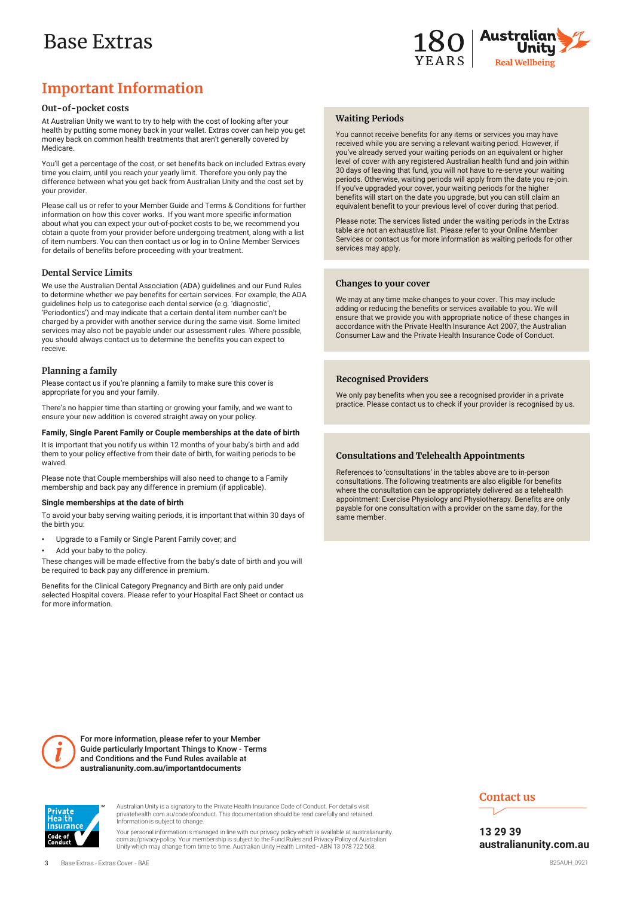# Base Extras

## Important Information

### Out-of-pocket costs

At Australian Unity we want to try to help with the cost of looking after your health by putting some money back in your wallet. Extras cover can help you get money back on common health treatments that aren't generally covered by Medicare.

You'll get a percentage of the cost, or set benefits back on included Extras every time you claim, until you reach your yearly limit. Therefore you only pay the difference between what you get back from Australian Unity and the cost set by your provider.

Please call us or refer to your Member Guide and Terms & Conditions for further information on how this cover works. If you want more specific information about what you can expect your out-of-pocket costs to be, we recommend you obtain a quote from your provider before undergoing treatment, along with a list of item numbers. You can then contact us or log in to Online Member Services for details of benefits before proceeding with your treatment.

### Dental Service Limits

We use the Australian Dental Association (ADA) guidelines and our Fund Rules to determine whether we pay benefits for certain services. For example, the ADA guidelines help us to categorise each dental service (e.g. 'diagnostic', 'Periodontics') and may indicate that a certain dental item number can't be charged by a provider with another service during the same visit. Some limited services may also not be payable under our assessment rules. Where possible, you should always contact us to determine the benefits you can expect to receive.

### Planning a family

Please contact us if you're planning a family to make sure this cover is appropriate for you and your family.

There's no happier time than starting or growing your family, and we want to ensure your new addition is covered straight away on your policy.

**Family, Single Parent Family or Couple memberships at the date of birth**

It is important that you notify us within 12 months of your baby's birth and add them to your policy effective from their date of birth, for waiting periods to be waived.

Please note that Couple memberships will also need to change to a Family membership and back pay any difference in premium (if applicable).

**Single memberships at the date of birth**

To avoid your baby serving waiting periods, it is important that within 30 days of the birth you:

- Upgrade to a Family or Single Parent Family cover; and
- Add your baby to the policy.

These changes will be made effective from the baby's date of birth and you will be required to back pay any difference in premium.

Benefits for the Clinical Category Pregnancy and Birth are only paid under selected Hospital covers. Please refer to your Hospital Fact Sheet or contact us for more information.

### Waiting Periods

You cannot receive benefits for any items or services you may have received while you are serving a relevant waiting period. However, if you've already served your waiting periods on an equivalent or higher level of cover with any registered Australian health fund and join within 30 days of leaving that fund, you will not have to re-serve your waiting periods. Otherwise, waiting periods will apply from the date you re-join. If you've upgraded your cover, your waiting periods for the higher benefits will start on the date you upgrade, but you can still claim an equivalent benefit to your previous level of cover during that period.

Please note: The services listed under the waiting periods in the Extras table are not an exhaustive list. Please refer to your Online Member Services or contact us for more information as waiting periods for other services may apply.

### Changes to your cover

We may at any time make changes to your cover. This may include adding or reducing the benefits or services available to you. We will ensure that we provide you with appropriate notice of these changes in accordance with the Private Health Insurance Act 2007, the Australian Consumer Law and the Private Health Insurance Code of Conduct.

### Recognised Providers

We only pay benefits when you see a recognised provider in a private practice. Please contact us to check if your provider is recognised by us.

### Consultations and Telehealth Appointments

References to 'consultations' in the tables above are to in-person consultations. The following treatments are also eligible for benefits where the consultation can be appropriately delivered as a telehealth appointment: Exercise Physiology and Physiotherapy. Benefits are only payable for one consultation with a provider on the same day, for the same member.

**For more information, please refer to your Member Guide particularly Important Things to Know - Terms and Conditions and the Fund Rules available at australianunity.com.au/importantdocuments**

Australian Unity is a signatory to the Private Health Insurance Code of Conduct. For details visit privatehealth.com.au/codeofconduct. This documentation should be read carefully and retained. Information is subject to change.

Your personal information is managed in line with our privacy policy which is available at australianunity.com.au/privacy-policy. Your membership is subject to the Fund Rules and Privacy Policy of Australian Unity which may change from time to time. Australian Unity Health Limited - ABN 13 078 722 568.

## Contact us

**13 29 39**
**australianunity.com.au**